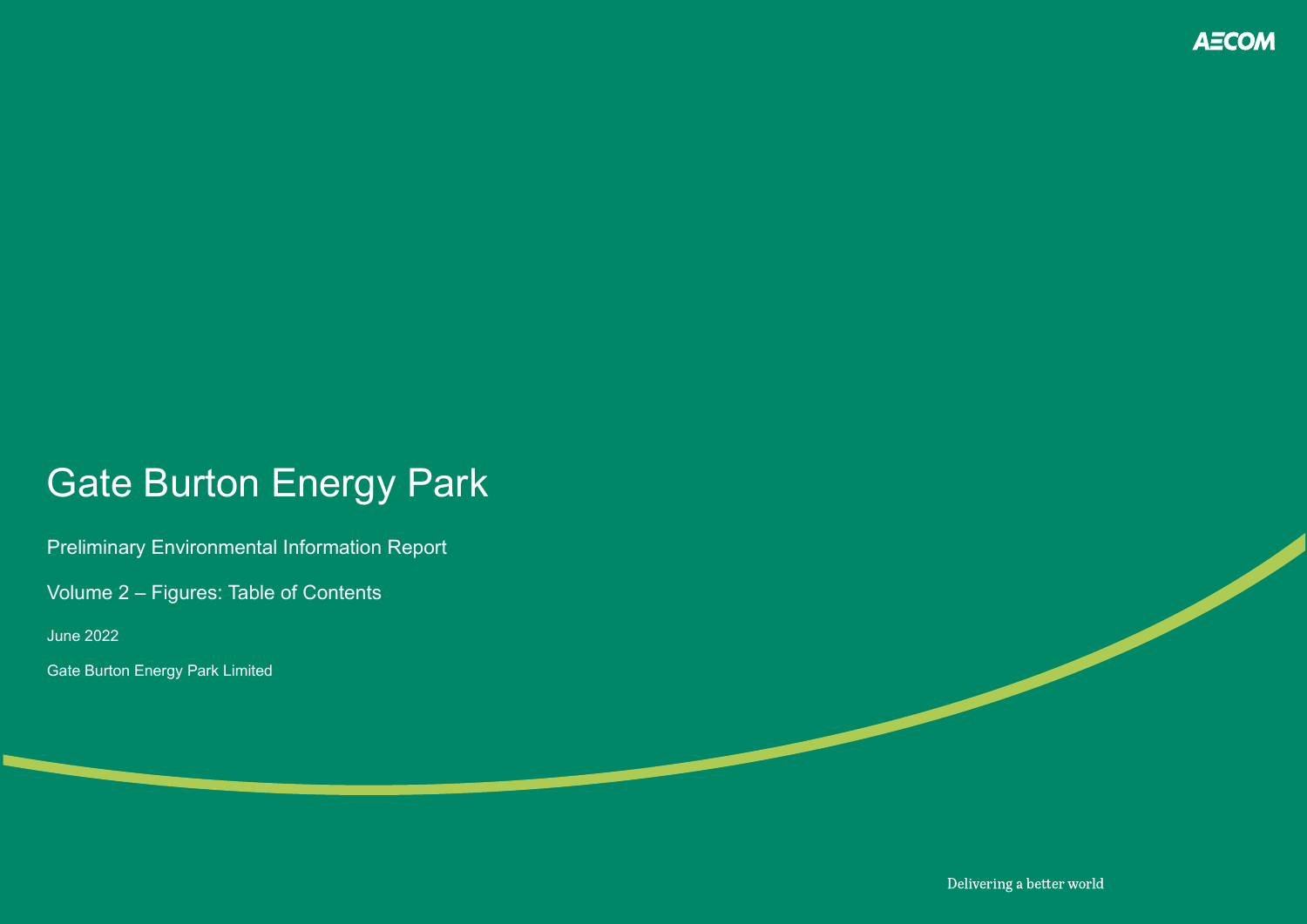AECOM

# Gate Burton Energy Park

Preliminary Environmental Information Report

Volume 2 – Figures: Table of Contents

June 2022

Gate Burton Energy Park Limited

Delivering a better world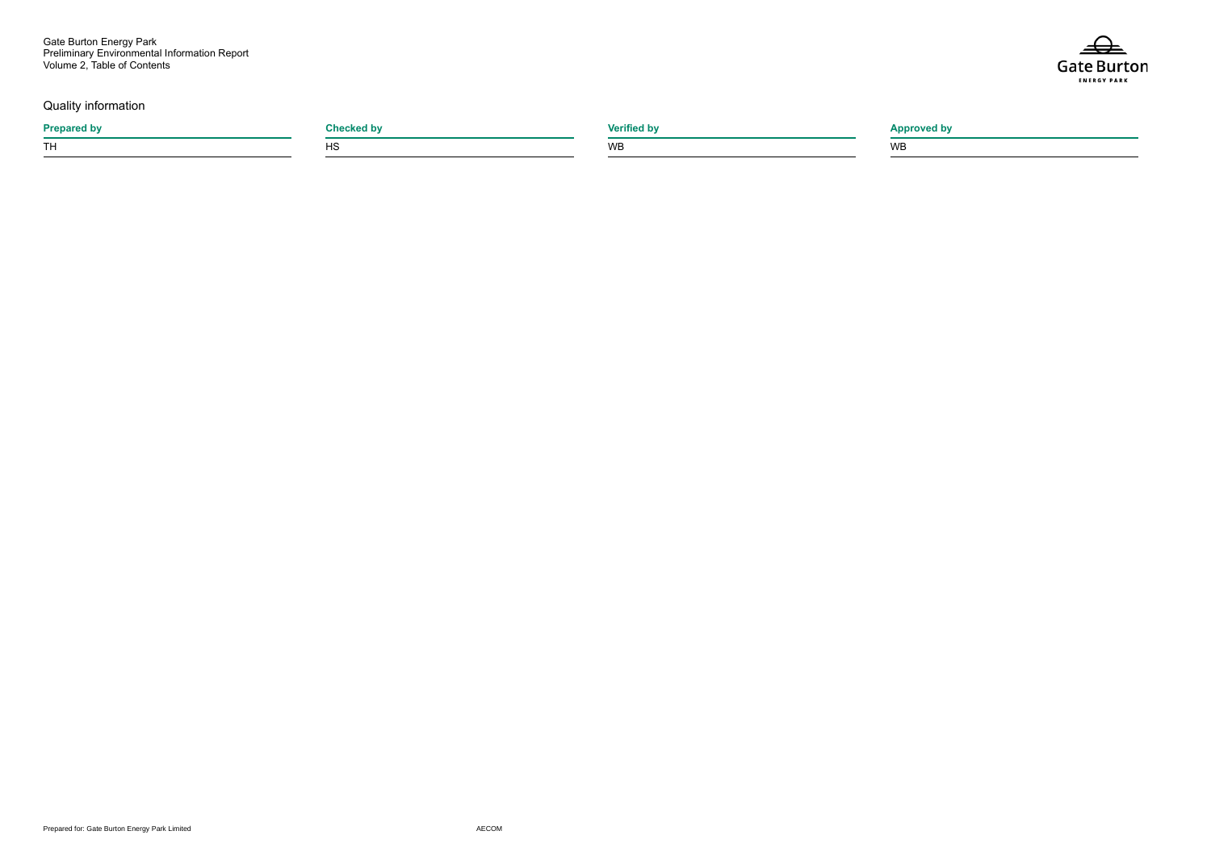## Quality information

| Prepared by | Checked by | Verified by | Approved by |
|---|---|---|---|
| TH | HS | WB | WB |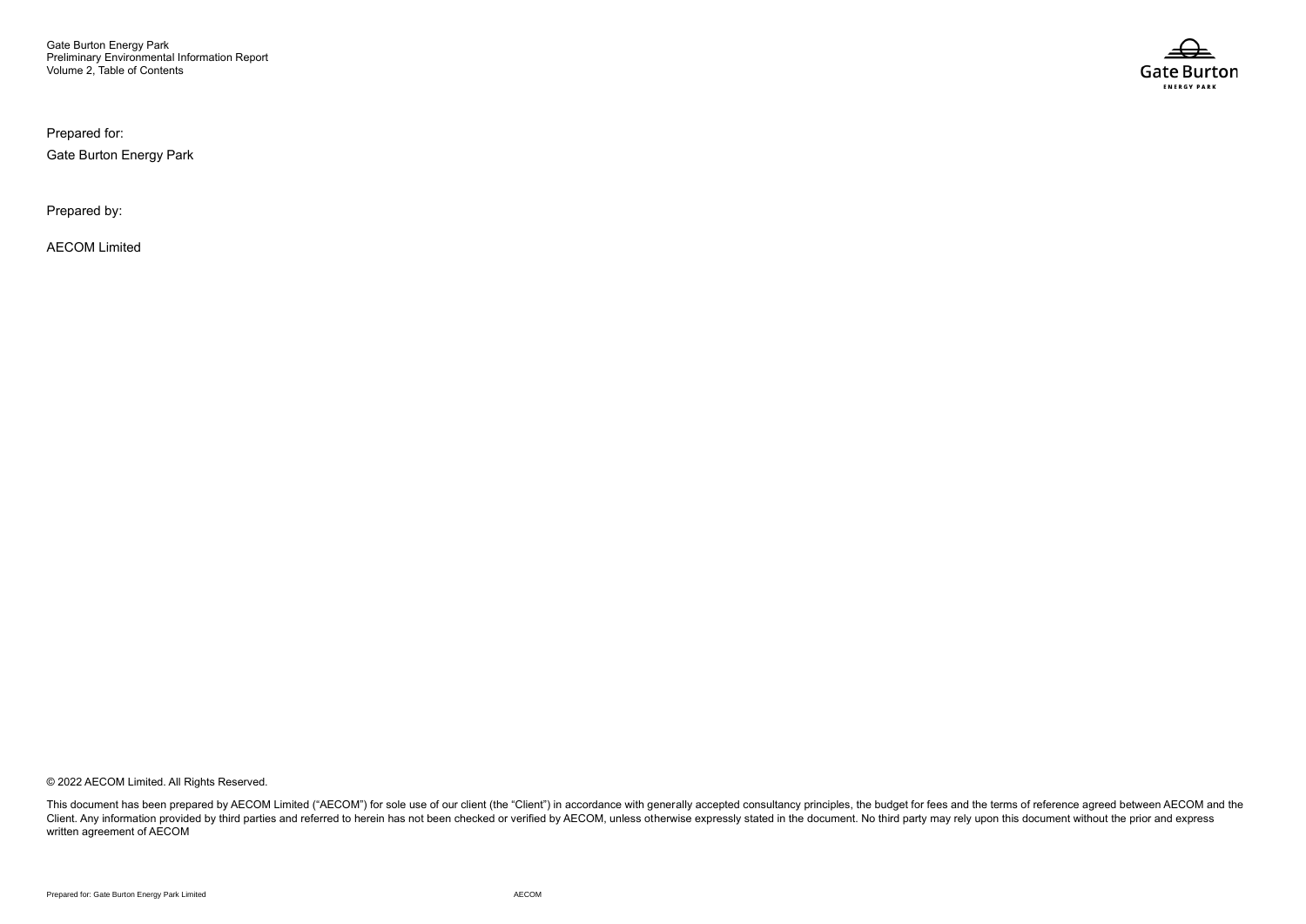Prepared for:

Gate Burton Energy Park

Prepared by:

AECOM Limited

© 2022 AECOM Limited. All Rights Reserved.

This document has been prepared by AECOM Limited ("AECOM") for sole use of our client (the "Client") in accordance with generally accepted consultancy principles, the budget for fees and the terms of reference agreed between AECOM and the Client. Any information provided by third parties and referred to herein has not been checked or verified by AECOM, unless otherwise expressly stated in the document. No third party may rely upon this document without the prior and express written agreement of AECOM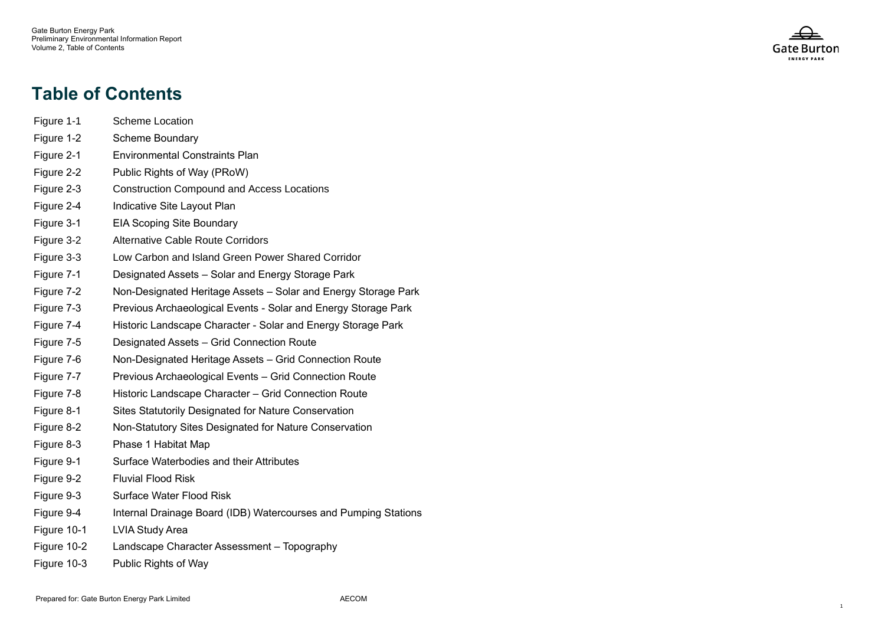# Table of Contents

| | |
|---|---|
| Figure 1-1 | Scheme Location |
| Figure 1-2 | Scheme Boundary |
| Figure 2-1 | Environmental Constraints Plan |
| Figure 2-2 | Public Rights of Way (PRoW) |
| Figure 2-3 | Construction Compound and Access Locations |
| Figure 2-4 | Indicative Site Layout Plan |
| Figure 3-1 | EIA Scoping Site Boundary |
| Figure 3-2 | Alternative Cable Route Corridors |
| Figure 3-3 | Low Carbon and Island Green Power Shared Corridor |
| Figure 7-1 | Designated Assets – Solar and Energy Storage Park |
| Figure 7-2 | Non-Designated Heritage Assets – Solar and Energy Storage Park |
| Figure 7-3 | Previous Archaeological Events - Solar and Energy Storage Park |
| Figure 7-4 | Historic Landscape Character - Solar and Energy Storage Park |
| Figure 7-5 | Designated Assets – Grid Connection Route |
| Figure 7-6 | Non-Designated Heritage Assets – Grid Connection Route |
| Figure 7-7 | Previous Archaeological Events – Grid Connection Route |
| Figure 7-8 | Historic Landscape Character – Grid Connection Route |
| Figure 8-1 | Sites Statutorily Designated for Nature Conservation |
| Figure 8-2 | Non-Statutory Sites Designated for Nature Conservation |
| Figure 8-3 | Phase 1 Habitat Map |
| Figure 9-1 | Surface Waterbodies and their Attributes |
| Figure 9-2 | Fluvial Flood Risk |
| Figure 9-3 | Surface Water Flood Risk |
| Figure 9-4 | Internal Drainage Board (IDB) Watercourses and Pumping Stations |
| Figure 10-1 | LVIA Study Area |
| Figure 10-2 | Landscape Character Assessment – Topography |
| Figure 10-3 | Public Rights of Way |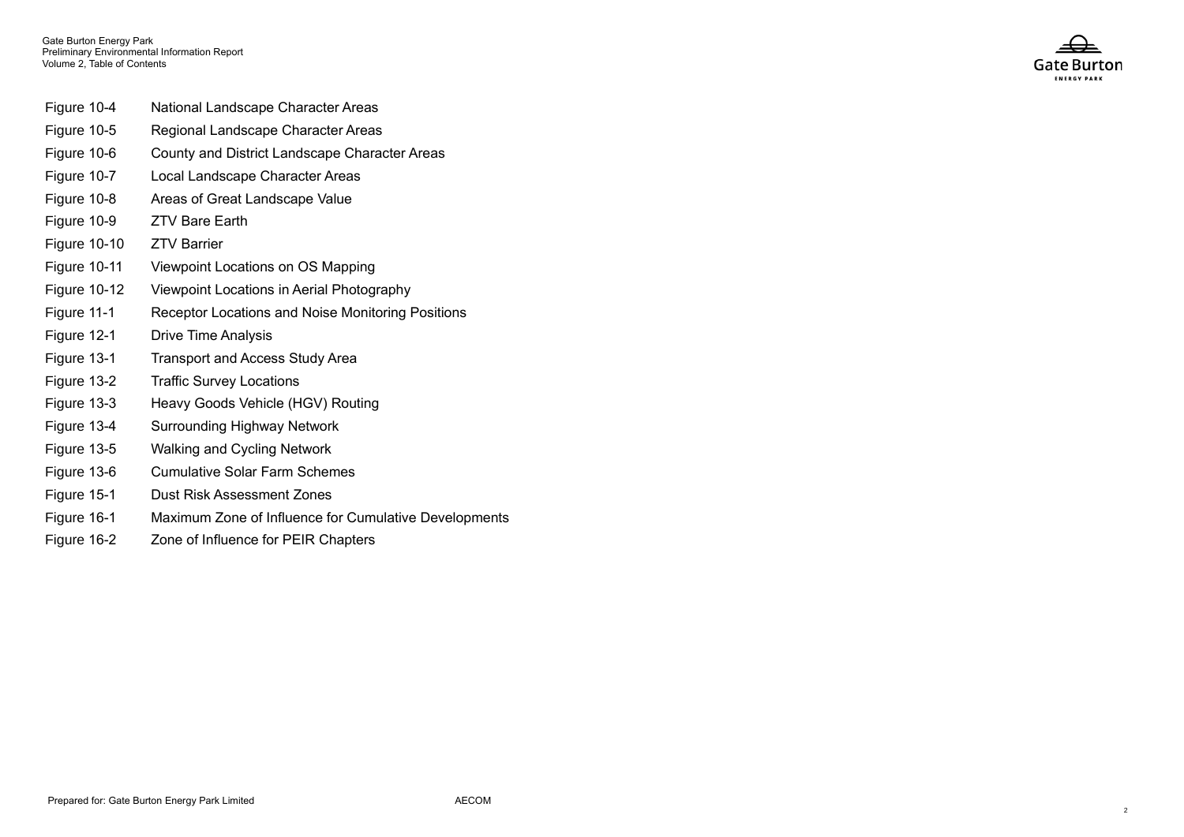| | |
|---|---|
| Figure 10-4 | National Landscape Character Areas |
| Figure 10-5 | Regional Landscape Character Areas |
| Figure 10-6 | County and District Landscape Character Areas |
| Figure 10-7 | Local Landscape Character Areas |
| Figure 10-8 | Areas of Great Landscape Value |
| Figure 10-9 | ZTV Bare Earth |
| Figure 10-10 | ZTV Barrier |
| Figure 10-11 | Viewpoint Locations on OS Mapping |
| Figure 10-12 | Viewpoint Locations in Aerial Photography |
| Figure 11-1 | Receptor Locations and Noise Monitoring Positions |
| Figure 12-1 | Drive Time Analysis |
| Figure 13-1 | Transport and Access Study Area |
| Figure 13-2 | Traffic Survey Locations |
| Figure 13-3 | Heavy Goods Vehicle (HGV) Routing |
| Figure 13-4 | Surrounding Highway Network |
| Figure 13-5 | Walking and Cycling Network |
| Figure 13-6 | Cumulative Solar Farm Schemes |
| Figure 15-1 | Dust Risk Assessment Zones |
| Figure 16-1 | Maximum Zone of Influence for Cumulative Developments |
| Figure 16-2 | Zone of Influence for PEIR Chapters |